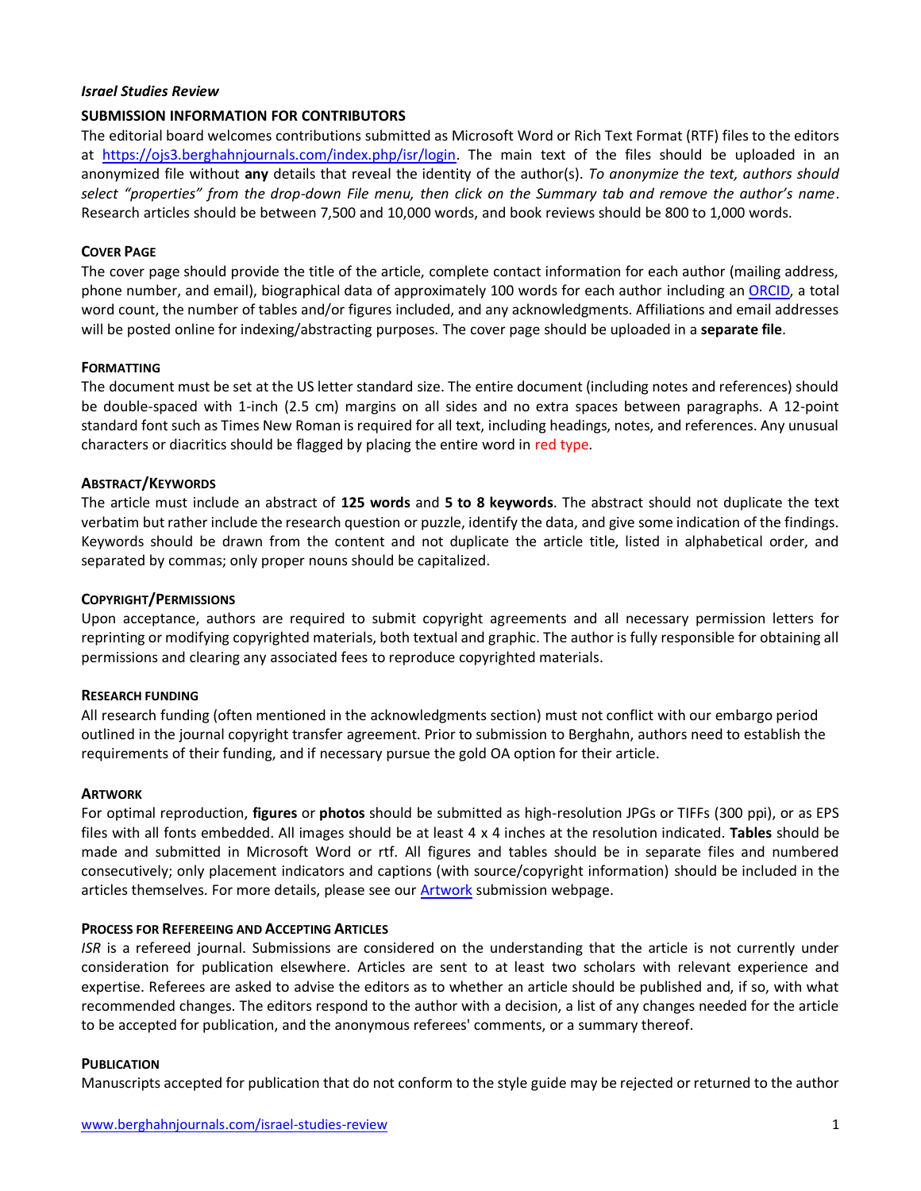***Israel Studies Review***

## SUBMISSION INFORMATION FOR CONTRIBUTORS

The editorial board welcomes contributions submitted as Microsoft Word or Rich Text Format (RTF) files to the editors at [https://ojs3.berghahnjournals.com/index.php/isr/login](https://ojs3.berghahnjournals.com/index.php/isr/login). The main text of the files should be uploaded in an anonymized file without **any** details that reveal the identity of the author(s). *To anonymize the text, authors should select "properties" from the drop-down File menu, then click on the Summary tab and remove the author's name*. Research articles should be between 7,500 and 10,000 words, and book reviews should be 800 to 1,000 words.

### COVER PAGE

The cover page should provide the title of the article, complete contact information for each author (mailing address, phone number, and email), biographical data of approximately 100 words for each author including an [ORCID](https://orcid.org), a total word count, the number of tables and/or figures included, and any acknowledgments. Affiliations and email addresses will be posted online for indexing/abstracting purposes. The cover page should be uploaded in a **separate file**.

### FORMATTING

The document must be set at the US letter standard size. The entire document (including notes and references) should be double-spaced with 1-inch (2.5 cm) margins on all sides and no extra spaces between paragraphs. A 12-point standard font such as Times New Roman is required for all text, including headings, notes, and references. Any unusual characters or diacritics should be flagged by placing the entire word in red type.

### ABSTRACT/KEYWORDS

The article must include an abstract of **125 words** and **5 to 8 keywords**. The abstract should not duplicate the text verbatim but rather include the research question or puzzle, identify the data, and give some indication of the findings. Keywords should be drawn from the content and not duplicate the article title, listed in alphabetical order, and separated by commas; only proper nouns should be capitalized.

### COPYRIGHT/PERMISSIONS

Upon acceptance, authors are required to submit copyright agreements and all necessary permission letters for reprinting or modifying copyrighted materials, both textual and graphic. The author is fully responsible for obtaining all permissions and clearing any associated fees to reproduce copyrighted materials.

### RESEARCH FUNDING

All research funding (often mentioned in the acknowledgments section) must not conflict with our embargo period outlined in the journal copyright transfer agreement. Prior to submission to Berghahn, authors need to establish the requirements of their funding, and if necessary pursue the gold OA option for their article.

### ARTWORK

For optimal reproduction, **figures** or **photos** should be submitted as high-resolution JPGs or TIFFs (300 ppi), or as EPS files with all fonts embedded. All images should be at least 4 x 4 inches at the resolution indicated. **Tables** should be made and submitted in Microsoft Word or rtf. All figures and tables should be in separate files and numbered consecutively; only placement indicators and captions (with source/copyright information) should be included in the articles themselves. For more details, please see our Artwork submission webpage.

### PROCESS FOR REFEREEING AND ACCEPTING ARTICLES

*ISR* is a refereed journal. Submissions are considered on the understanding that the article is not currently under consideration for publication elsewhere. Articles are sent to at least two scholars with relevant experience and expertise. Referees are asked to advise the editors as to whether an article should be published and, if so, with what recommended changes. The editors respond to the author with a decision, a list of any changes needed for the article to be accepted for publication, and the anonymous referees' comments, or a summary thereof.

### PUBLICATION

Manuscripts accepted for publication that do not conform to the style guide may be rejected or returned to the author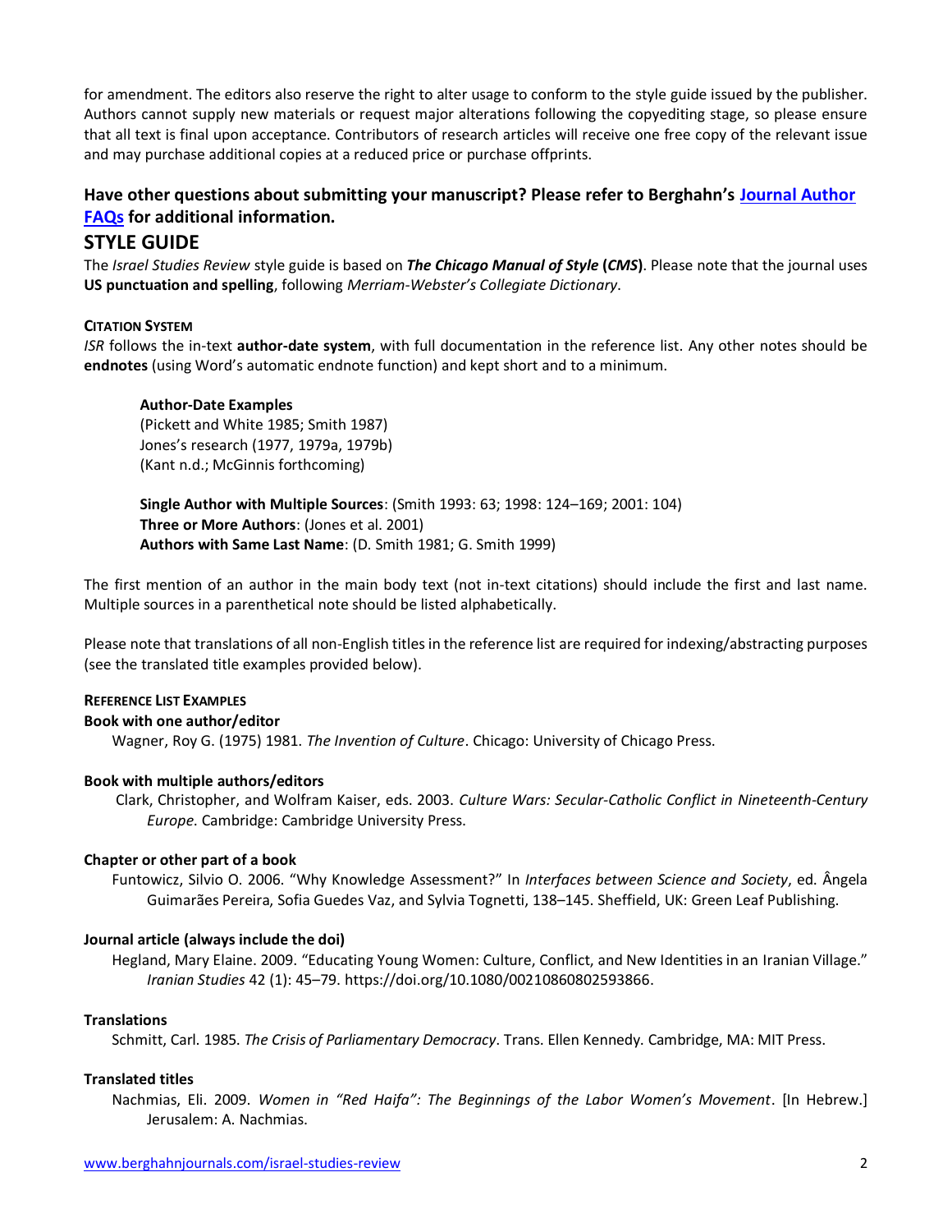for amendment. The editors also reserve the right to alter usage to conform to the style guide issued by the publisher. Authors cannot supply new materials or request major alterations following the copyediting stage, so please ensure that all text is final upon acceptance. Contributors of research articles will receive one free copy of the relevant issue and may purchase additional copies at a reduced price or purchase offprints.

### Have other questions about submitting your manuscript? Please refer to Berghahn's [Journal Author FAQs](Journal Author FAQs) for additional information.

## STYLE GUIDE

The *Israel Studies Review* style guide is based on ***The Chicago Manual of Style* (*CMS*)**. Please note that the journal uses **US punctuation and spelling**, following *Merriam-Webster's Collegiate Dictionary*.

#### CITATION SYSTEM

*ISR* follows the in-text **author-date system**, with full documentation in the reference list. Any other notes should be **endnotes** (using Word's automatic endnote function) and kept short and to a minimum.

> **Author-Date Examples**
> (Pickett and White 1985; Smith 1987)
> Jones's research (1977, 1979a, 1979b)
> (Kant n.d.; McGinnis forthcoming)
>
> **Single Author with Multiple Sources**: (Smith 1993: 63; 1998: 124–169; 2001: 104)
> **Three or More Authors**: (Jones et al. 2001)
> **Authors with Same Last Name**: (D. Smith 1981; G. Smith 1999)

The first mention of an author in the main body text (not in-text citations) should include the first and last name. Multiple sources in a parenthetical note should be listed alphabetically.

Please note that translations of all non-English titles in the reference list are required for indexing/abstracting purposes (see the translated title examples provided below).

#### REFERENCE LIST EXAMPLES

**Book with one author/editor**

Wagner, Roy G. (1975) 1981. *The Invention of Culture*. Chicago: University of Chicago Press.

**Book with multiple authors/editors**

Clark, Christopher, and Wolfram Kaiser, eds. 2003. *Culture Wars: Secular-Catholic Conflict in Nineteenth-Century Europe*. Cambridge: Cambridge University Press.

**Chapter or other part of a book**

Funtowicz, Silvio O. 2006. "Why Knowledge Assessment?" In *Interfaces between Science and Society*, ed. Ângela Guimarães Pereira, Sofia Guedes Vaz, and Sylvia Tognetti, 138–145. Sheffield, UK: Green Leaf Publishing.

**Journal article (always include the doi)**

Hegland, Mary Elaine. 2009. "Educating Young Women: Culture, Conflict, and New Identities in an Iranian Village." *Iranian Studies* 42 (1): 45–79. https://doi.org/10.1080/00210860802593866.

**Translations**

Schmitt, Carl. 1985. *The Crisis of Parliamentary Democracy*. Trans. Ellen Kennedy. Cambridge, MA: MIT Press.

**Translated titles**

Nachmias, Eli. 2009. *Women in "Red Haifa": The Beginnings of the Labor Women's Movement*. [In Hebrew.] Jerusalem: A. Nachmias.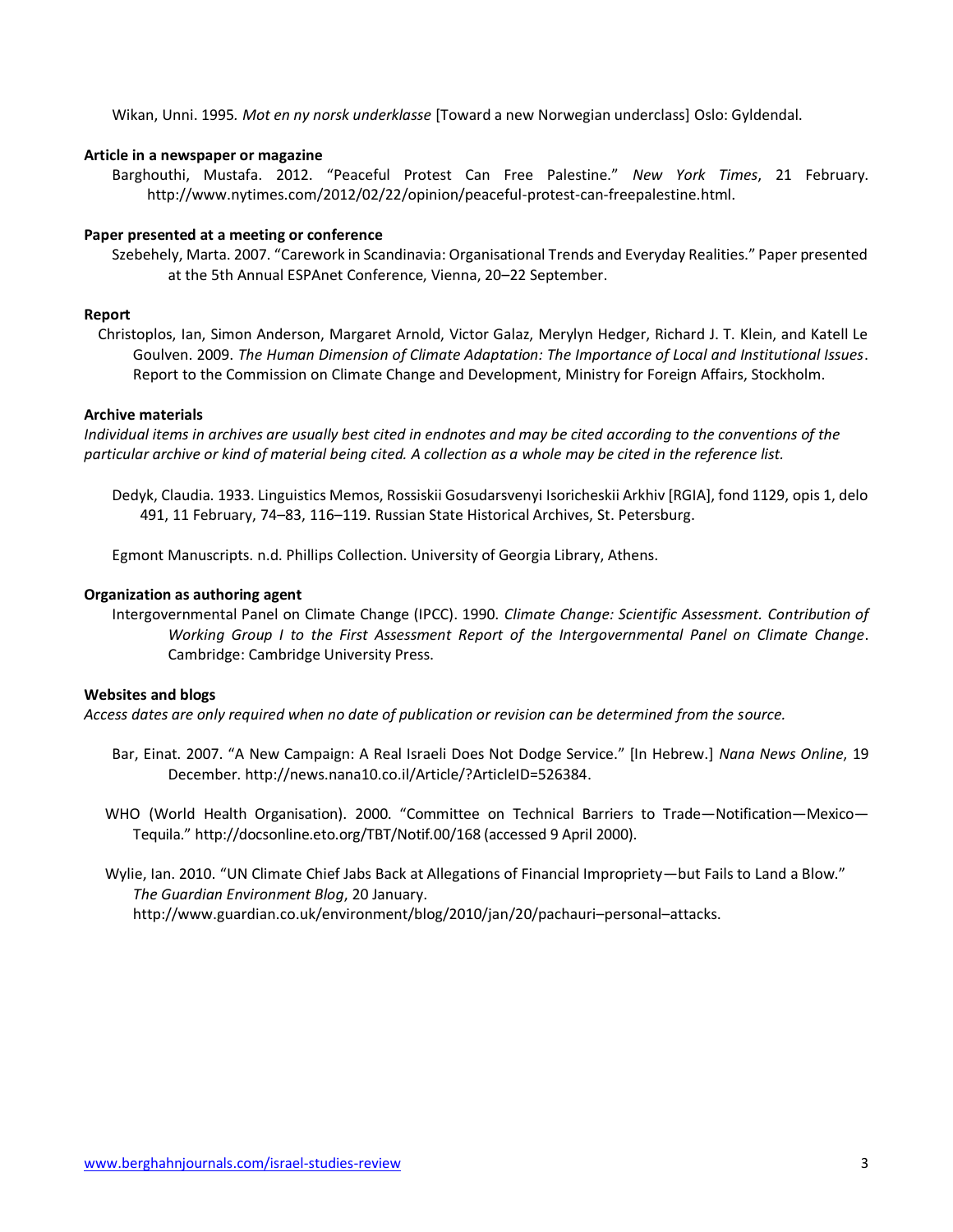Wikan, Unni. 1995. *Mot en ny norsk underklasse* [Toward a new Norwegian underclass] Oslo: Gyldendal.

**Article in a newspaper or magazine**

Barghouthi, Mustafa. 2012. "Peaceful Protest Can Free Palestine." *New York Times*, 21 February. http://www.nytimes.com/2012/02/22/opinion/peaceful-protest-can-freepalestine.html.

**Paper presented at a meeting or conference**

Szebehely, Marta. 2007. "Carework in Scandinavia: Organisational Trends and Everyday Realities." Paper presented at the 5th Annual ESPAnet Conference, Vienna, 20–22 September.

**Report**

Christoplos, Ian, Simon Anderson, Margaret Arnold, Victor Galaz, Merylyn Hedger, Richard J. T. Klein, and Katell Le Goulven. 2009. *The Human Dimension of Climate Adaptation: The Importance of Local and Institutional Issues*. Report to the Commission on Climate Change and Development, Ministry for Foreign Affairs, Stockholm.

**Archive materials**

*Individual items in archives are usually best cited in endnotes and may be cited according to the conventions of the particular archive or kind of material being cited. A collection as a whole may be cited in the reference list.*

Dedyk, Claudia. 1933. Linguistics Memos, Rossiskii Gosudarsvenyi Isoricheskii Arkhiv [RGIA], fond 1129, opis 1, delo 491, 11 February, 74–83, 116–119. Russian State Historical Archives, St. Petersburg.

Egmont Manuscripts. n.d. Phillips Collection. University of Georgia Library, Athens.

**Organization as authoring agent**

Intergovernmental Panel on Climate Change (IPCC). 1990. *Climate Change: Scientific Assessment. Contribution of Working Group I to the First Assessment Report of the Intergovernmental Panel on Climate Change*. Cambridge: Cambridge University Press.

**Websites and blogs**

*Access dates are only required when no date of publication or revision can be determined from the source.*

Bar, Einat. 2007. "A New Campaign: A Real Israeli Does Not Dodge Service." [In Hebrew.] *Nana News Online*, 19 December. http://news.nana10.co.il/Article/?ArticleID=526384.

WHO (World Health Organisation). 2000. "Committee on Technical Barriers to Trade—Notification—Mexico—Tequila." http://docsonline.eto.org/TBT/Notif.00/168 (accessed 9 April 2000).

Wylie, Ian. 2010. "UN Climate Chief Jabs Back at Allegations of Financial Impropriety—but Fails to Land a Blow." *The Guardian Environment Blog*, 20 January. http://www.guardian.co.uk/environment/blog/2010/jan/20/pachauri–personal–attacks.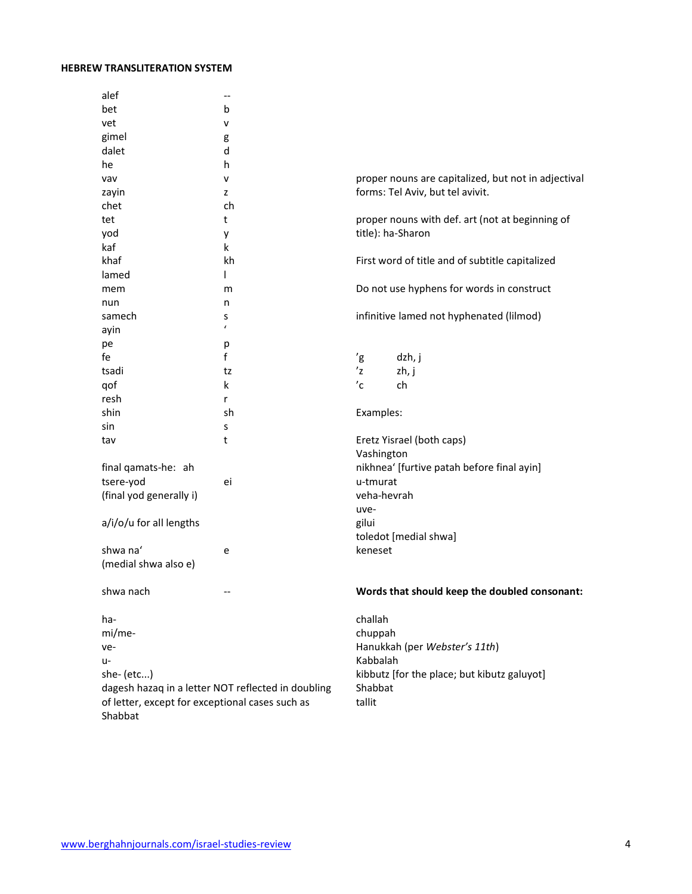**HEBREW TRANSLITERATION SYSTEM**

| | |
|---|---|
| alef | -- |
| bet | b |
| vet | v |
| gimel | g |
| dalet | d |
| he | h |
| vav | v |
| zayin | z |
| chet | ch |
| tet | t |
| yod | y |
| kaf | k |
| khaf | kh |
| lamed | l |
| mem | m |
| nun | n |
| samech | s |
| ayin | ʻ |
| pe | p |
| fe | f |
| tsadi | tz |
| qof | k |
| resh | r |
| shin | sh |
| sin | s |
| tav | t |

final qamats-he: ah

tsere-yod ei

(final yod generally i)

a/i/o/u for all lengths

shwa naʻ e

(medial shwa also e)

shwa nach --

ha-

mi/me-

ve-

u-

she- (etc...)

dagesh hazaq in a letter NOT reflected in doubling of letter, except for exceptional cases such as Shabbat

proper nouns are capitalized, but not in adjectival forms: Tel Aviv, but tel avivit.

proper nouns with def. art (not at beginning of title): ha-Sharon

First word of title and of subtitle capitalized

Do not use hyphens for words in construct

infinitive lamed not hyphenated (lilmod)

| | |
|---|---|
| ’g | dzh, j |
| ’z | zh, j |
| ’c | ch |

Examples:

Eretz Yisrael (both caps)

Vashington

nikhneaʻ [furtive patah before final ayin]

u-tmurat

veha-hevrah

uve-

gilui

toledot [medial shwa]

keneset

**Words that should keep the doubled consonant:**

challah

chuppah

Hanukkah (per *Webster’s 11th*)

Kabbalah

kibbutz [for the place; but kibutz galuyot]

Shabbat

tallit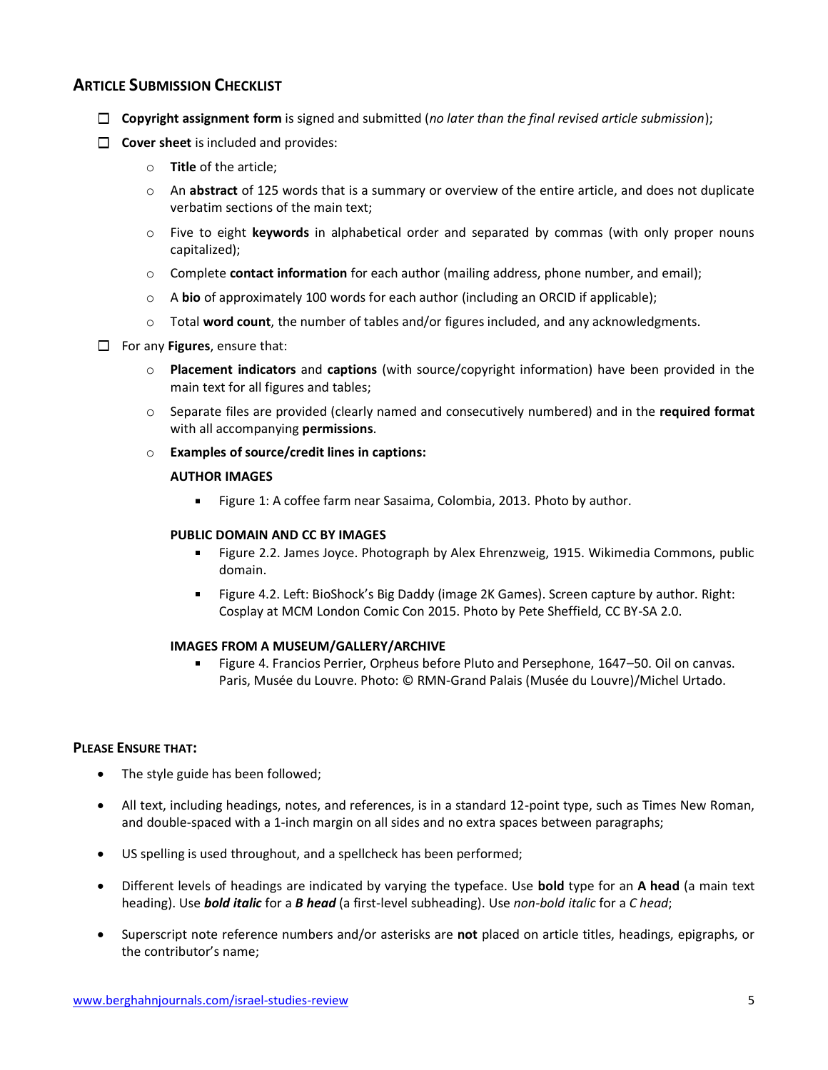## Article Submission Checklist

- ☐ **Copyright assignment form** is signed and submitted (*no later than the final revised article submission*);
- ☐ **Cover sheet** is included and provides:
  - **Title** of the article;
  - An **abstract** of 125 words that is a summary or overview of the entire article, and does not duplicate verbatim sections of the main text;
  - Five to eight **keywords** in alphabetical order and separated by commas (with only proper nouns capitalized);
  - Complete **contact information** for each author (mailing address, phone number, and email);
  - A **bio** of approximately 100 words for each author (including an ORCID if applicable);
  - Total **word count**, the number of tables and/or figures included, and any acknowledgments.
- ☐ For any **Figures**, ensure that:
  - **Placement indicators** and **captions** (with source/copyright information) have been provided in the main text for all figures and tables;
  - Separate files are provided (clearly named and consecutively numbered) and in the **required format** with all accompanying **permissions**.
  - **Examples of source/credit lines in captions:**

    **AUTHOR IMAGES**

    - Figure 1: A coffee farm near Sasaima, Colombia, 2013. Photo by author.

    **PUBLIC DOMAIN AND CC BY IMAGES**

    - Figure 2.2. James Joyce. Photograph by Alex Ehrenzweig, 1915. Wikimedia Commons, public domain.
    - Figure 4.2. Left: BioShock's Big Daddy (image 2K Games). Screen capture by author. Right: Cosplay at MCM London Comic Con 2015. Photo by Pete Sheffield, CC BY-SA 2.0.

    **IMAGES FROM A MUSEUM/GALLERY/ARCHIVE**

    - Figure 4. Francios Perrier, Orpheus before Pluto and Persephone, 1647–50. Oil on canvas. Paris, Musée du Louvre. Photo: © RMN-Grand Palais (Musée du Louvre)/Michel Urtado.

**Please Ensure That:**

- The style guide has been followed;
- All text, including headings, notes, and references, is in a standard 12-point type, such as Times New Roman, and double-spaced with a 1-inch margin on all sides and no extra spaces between paragraphs;
- US spelling is used throughout, and a spellcheck has been performed;
- Different levels of headings are indicated by varying the typeface. Use **bold** type for an **A head** (a main text heading). Use ***bold italic*** for a ***B head*** (a first-level subheading). Use *non-bold italic* for a *C head*;
- Superscript note reference numbers and/or asterisks are **not** placed on article titles, headings, epigraphs, or the contributor's name;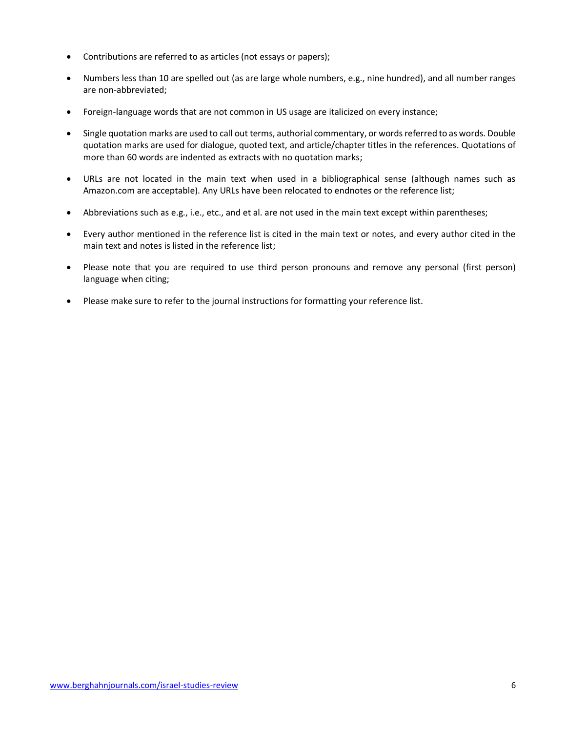- Contributions are referred to as articles (not essays or papers);
- Numbers less than 10 are spelled out (as are large whole numbers, e.g., nine hundred), and all number ranges are non-abbreviated;
- Foreign-language words that are not common in US usage are italicized on every instance;
- Single quotation marks are used to call out terms, authorial commentary, or words referred to as words. Double quotation marks are used for dialogue, quoted text, and article/chapter titles in the references. Quotations of more than 60 words are indented as extracts with no quotation marks;
- URLs are not located in the main text when used in a bibliographical sense (although names such as Amazon.com are acceptable). Any URLs have been relocated to endnotes or the reference list;
- Abbreviations such as e.g., i.e., etc., and et al. are not used in the main text except within parentheses;
- Every author mentioned in the reference list is cited in the main text or notes, and every author cited in the main text and notes is listed in the reference list;
- Please note that you are required to use third person pronouns and remove any personal (first person) language when citing;
- Please make sure to refer to the journal instructions for formatting your reference list.